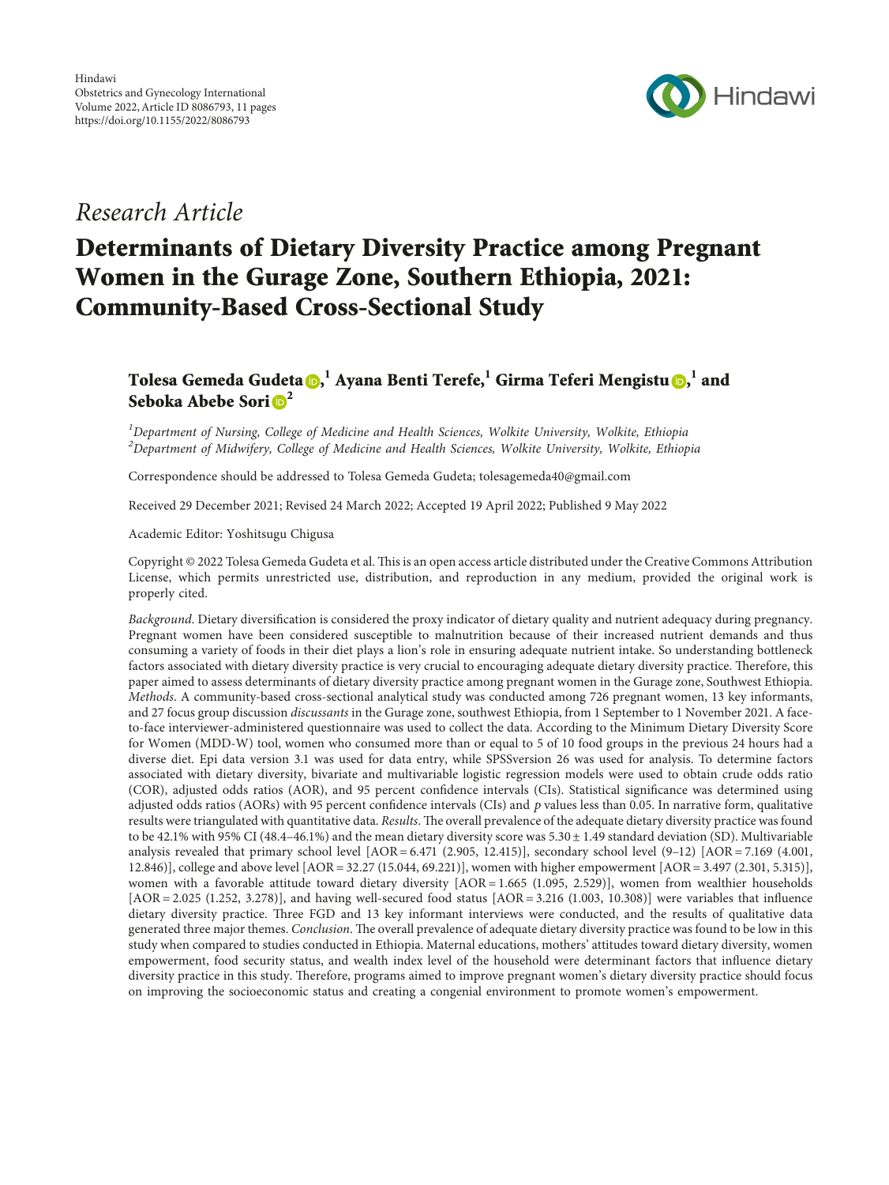Hindawi
Obstetrics and Gynecology International
Volume 2022, Article ID 8086793, 11 pages
https://doi.org/10.1155/2022/8086793

*Research Article*

# Determinants of Dietary Diversity Practice among Pregnant Women in the Gurage Zone, Southern Ethiopia, 2021: Community-Based Cross-Sectional Study

**Tolesa Gemeda Gudeta,[1] Ayana Benti Terefe,[1] Girma Teferi Mengistu,[1] and Seboka Abebe Sori[2]**

[1]*Department of Nursing, College of Medicine and Health Sciences, Wolkite University, Wolkite, Ethiopia*
[2]*Department of Midwifery, College of Medicine and Health Sciences, Wolkite University, Wolkite, Ethiopia*

Correspondence should be addressed to Tolesa Gemeda Gudeta; tolesagemeda40@gmail.com

Received 29 December 2021; Revised 24 March 2022; Accepted 19 April 2022; Published 9 May 2022

Academic Editor: Yoshitsugu Chigusa

Copyright © 2022 Tolesa Gemeda Gudeta et al. This is an open access article distributed under the Creative Commons Attribution License, which permits unrestricted use, distribution, and reproduction in any medium, provided the original work is properly cited.

*Background*. Dietary diversification is considered the proxy indicator of dietary quality and nutrient adequacy during pregnancy. Pregnant women have been considered susceptible to malnutrition because of their increased nutrient demands and thus consuming a variety of foods in their diet plays a lion's role in ensuring adequate nutrient intake. So understanding bottleneck factors associated with dietary diversity practice is very crucial to encouraging adequate dietary diversity practice. Therefore, this paper aimed to assess determinants of dietary diversity practice among pregnant women in the Gurage zone, Southwest Ethiopia. *Methods*. A community-based cross-sectional analytical study was conducted among 726 pregnant women, 13 key informants, and 27 focus group discussion *discussants* in the Gurage zone, southwest Ethiopia, from 1 September to 1 November 2021. A face-to-face interviewer-administered questionnaire was used to collect the data. According to the Minimum Dietary Diversity Score for Women (MDD-W) tool, women who consumed more than or equal to 5 of 10 food groups in the previous 24 hours had a diverse diet. Epi data version 3.1 was used for data entry, while SPSSversion 26 was used for analysis. To determine factors associated with dietary diversity, bivariate and multivariable logistic regression models were used to obtain crude odds ratio (COR), adjusted odds ratios (AOR), and 95 percent confidence intervals (CIs). Statistical significance was determined using adjusted odds ratios (AORs) with 95 percent confidence intervals (CIs) and $p$ values less than 0.05. In narrative form, qualitative results were triangulated with quantitative data. *Results*. The overall prevalence of the adequate dietary diversity practice was found to be 42.1% with 95% CI (48.4–46.1%) and the mean dietary diversity score was 5.30 ± 1.49 standard deviation (SD). Multivariable analysis revealed that primary school level [AOR = 6.471 (2.905, 12.415)], secondary school level (9–12) [AOR = 7.169 (4.001, 12.846)], college and above level [AOR = 32.27 (15.044, 69.221)], women with higher empowerment [AOR = 3.497 (2.301, 5.315)], women with a favorable attitude toward dietary diversity [AOR = 1.665 (1.095, 2.529)], women from wealthier households [AOR = 2.025 (1.252, 3.278)], and having well-secured food status [AOR = 3.216 (1.003, 10.308)] were variables that influence dietary diversity practice. Three FGD and 13 key informant interviews were conducted, and the results of qualitative data generated three major themes. *Conclusion*. The overall prevalence of adequate dietary diversity practice was found to be low in this study when compared to studies conducted in Ethiopia. Maternal educations, mothers' attitudes toward dietary diversity, women empowerment, food security status, and wealth index level of the household were determinant factors that influence dietary diversity practice in this study. Therefore, programs aimed to improve pregnant women's dietary diversity practice should focus on improving the socioeconomic status and creating a congenial environment to promote women's empowerment.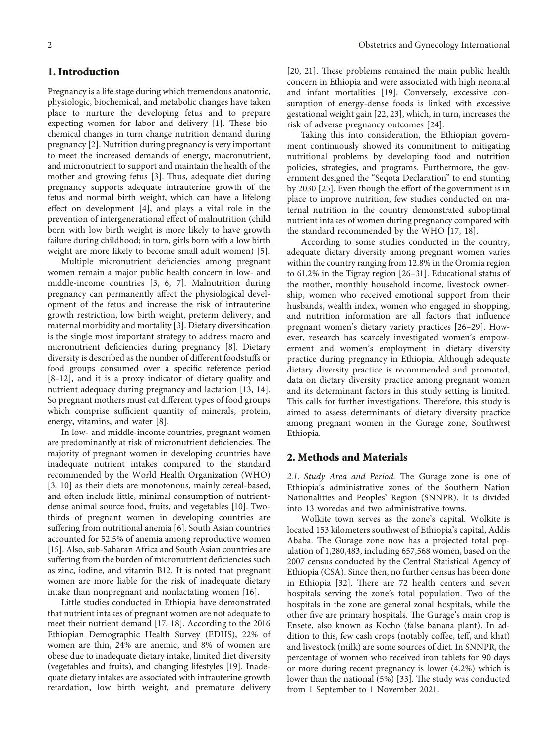## 1. Introduction

Pregnancy is a life stage during which tremendous anatomic, physiologic, biochemical, and metabolic changes have taken place to nurture the developing fetus and to prepare expecting women for labor and delivery [1]. These biochemical changes in turn change nutrition demand during pregnancy [2]. Nutrition during pregnancy is very important to meet the increased demands of energy, macronutrient, and micronutrient to support and maintain the health of the mother and growing fetus [3]. Thus, adequate diet during pregnancy supports adequate intrauterine growth of the fetus and normal birth weight, which can have a lifelong effect on development [4], and plays a vital role in the prevention of intergenerational effect of malnutrition (child born with low birth weight is more likely to have growth failure during childhood; in turn, girls born with a low birth weight are more likely to become small adult women) [5].

Multiple micronutrient deficiencies among pregnant women remain a major public health concern in low- and middle-income countries [3, 6, 7]. Malnutrition during pregnancy can permanently affect the physiological development of the fetus and increase the risk of intrauterine growth restriction, low birth weight, preterm delivery, and maternal morbidity and mortality [3]. Dietary diversification is the single most important strategy to address macro and micronutrient deficiencies during pregnancy [8]. Dietary diversity is described as the number of different foodstuffs or food groups consumed over a specific reference period [8–12], and it is a proxy indicator of dietary quality and nutrient adequacy during pregnancy and lactation [13, 14]. So pregnant mothers must eat different types of food groups which comprise sufficient quantity of minerals, protein, energy, vitamins, and water [8].

In low- and middle-income countries, pregnant women are predominantly at risk of micronutrient deficiencies. The majority of pregnant women in developing countries have inadequate nutrient intakes compared to the standard recommended by the World Health Organization (WHO) [3, 10] as their diets are monotonous, mainly cereal-based, and often include little, minimal consumption of nutrient-dense animal source food, fruits, and vegetables [10]. Two-thirds of pregnant women in developing countries are suffering from nutritional anemia [6]. South Asian countries accounted for 52.5% of anemia among reproductive women [15]. Also, sub-Saharan Africa and South Asian countries are suffering from the burden of micronutrient deficiencies such as zinc, iodine, and vitamin B12. It is noted that pregnant women are more liable for the risk of inadequate dietary intake than nonpregnant and nonlactating women [16].

Little studies conducted in Ethiopia have demonstrated that nutrient intakes of pregnant women are not adequate to meet their nutrient demand [17, 18]. According to the 2016 Ethiopian Demographic Health Survey (EDHS), 22% of women are thin, 24% are anemic, and 8% of women are obese due to inadequate dietary intake, limited diet diversity (vegetables and fruits), and changing lifestyles [19]. Inadequate dietary intakes are associated with intrauterine growth retardation, low birth weight, and premature delivery [20, 21]. These problems remained the main public health concern in Ethiopia and were associated with high neonatal and infant mortalities [19]. Conversely, excessive consumption of energy-dense foods is linked with excessive gestational weight gain [22, 23], which, in turn, increases the risk of adverse pregnancy outcomes [24].

Taking this into consideration, the Ethiopian government continuously showed its commitment to mitigating nutritional problems by developing food and nutrition policies, strategies, and programs. Furthermore, the government designed the "Seqota Declaration" to end stunting by 2030 [25]. Even though the effort of the government is in place to improve nutrition, few studies conducted on maternal nutrition in the country demonstrated suboptimal nutrient intakes of women during pregnancy compared with the standard recommended by the WHO [17, 18].

According to some studies conducted in the country, adequate dietary diversity among pregnant women varies within the country ranging from 12.8% in the Oromia region to 61.2% in the Tigray region [26–31]. Educational status of the mother, monthly household income, livestock ownership, women who received emotional support from their husbands, wealth index, women who engaged in shopping, and nutrition information are all factors that influence pregnant women's dietary variety practices [26–29]. However, research has scarcely investigated women's empowerment and women's employment in dietary diversity practice during pregnancy in Ethiopia. Although adequate dietary diversity practice is recommended and promoted, data on dietary diversity practice among pregnant women and its determinant factors in this study setting is limited. This calls for further investigations. Therefore, this study is aimed to assess determinants of dietary diversity practice among pregnant women in the Gurage zone, Southwest Ethiopia.

## 2. Methods and Materials

*2.1. Study Area and Period.* The Gurage zone is one of Ethiopia's administrative zones of the Southern Nation Nationalities and Peoples' Region (SNNPR). It is divided into 13 woredas and two administrative towns.

Wolkite town serves as the zone's capital. Wolkite is located 153 kilometers southwest of Ethiopia's capital, Addis Ababa. The Gurage zone now has a projected total population of 1,280,483, including 657,568 women, based on the 2007 census conducted by the Central Statistical Agency of Ethiopia (CSA). Since then, no further census has been done in Ethiopia [32]. There are 72 health centers and seven hospitals serving the zone's total population. Two of the hospitals in the zone are general zonal hospitals, while the other five are primary hospitals. The Gurage's main crop is Ensete, also known as Kocho (false banana plant). In addition to this, few cash crops (notably coffee, teff, and khat) and livestock (milk) are some sources of diet. In SNNPR, the percentage of women who received iron tablets for 90 days or more during recent pregnancy is lower (4.2%) which is lower than the national (5%) [33]. The study was conducted from 1 September to 1 November 2021.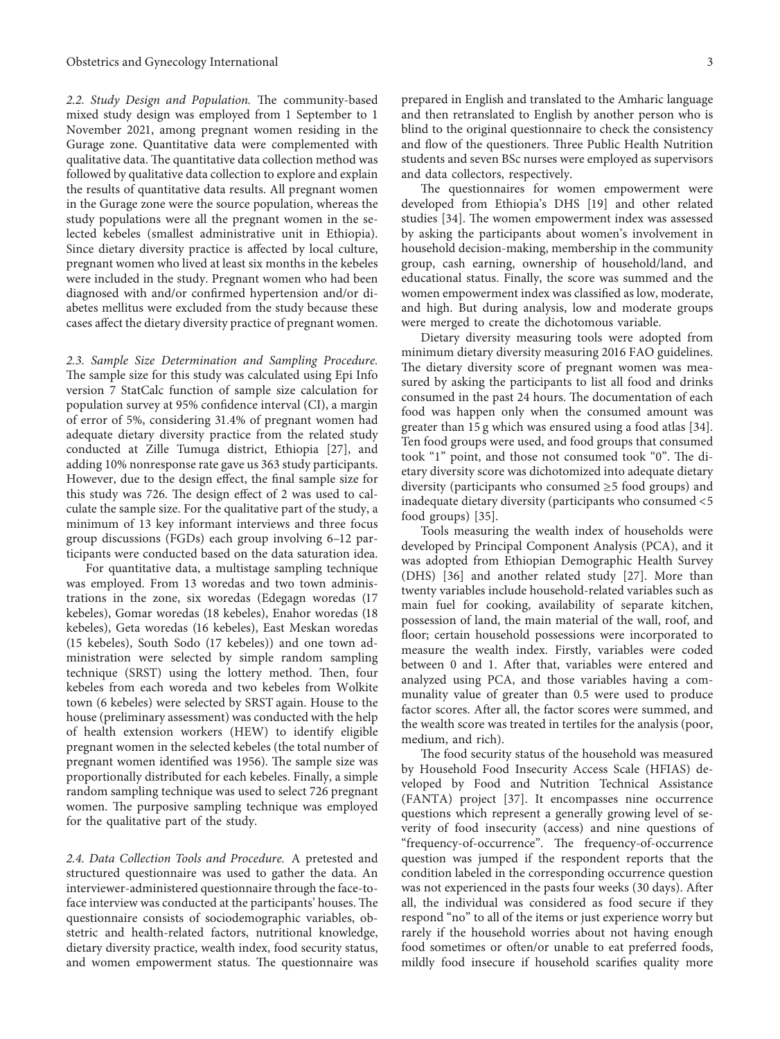*2.2. Study Design and Population.* The community-based mixed study design was employed from 1 September to 1 November 2021, among pregnant women residing in the Gurage zone. Quantitative data were complemented with qualitative data. The quantitative data collection method was followed by qualitative data collection to explore and explain the results of quantitative data results. All pregnant women in the Gurage zone were the source population, whereas the study populations were all the pregnant women in the selected kebeles (smallest administrative unit in Ethiopia). Since dietary diversity practice is affected by local culture, pregnant women who lived at least six months in the kebeles were included in the study. Pregnant women who had been diagnosed with and/or confirmed hypertension and/or diabetes mellitus were excluded from the study because these cases affect the dietary diversity practice of pregnant women.

*2.3. Sample Size Determination and Sampling Procedure.* The sample size for this study was calculated using Epi Info version 7 StatCalc function of sample size calculation for population survey at 95% confidence interval (CI), a margin of error of 5%, considering 31.4% of pregnant women had adequate dietary diversity practice from the related study conducted at Zille Tumuga district, Ethiopia [27], and adding 10% nonresponse rate gave us 363 study participants. However, due to the design effect, the final sample size for this study was 726. The design effect of 2 was used to calculate the sample size. For the qualitative part of the study, a minimum of 13 key informant interviews and three focus group discussions (FGDs) each group involving 6–12 participants were conducted based on the data saturation idea.

For quantitative data, a multistage sampling technique was employed. From 13 woredas and two town administrations in the zone, six woredas (Edegagn woredas (17 kebeles), Gomar woredas (18 kebeles), Enahor woredas (18 kebeles), Geta woredas (16 kebeles), East Meskan woredas (15 kebeles), South Sodo (17 kebeles)) and one town administration were selected by simple random sampling technique (SRST) using the lottery method. Then, four kebeles from each woreda and two kebeles from Wolkite town (6 kebeles) were selected by SRST again. House to the house (preliminary assessment) was conducted with the help of health extension workers (HEW) to identify eligible pregnant women in the selected kebeles (the total number of pregnant women identified was 1956). The sample size was proportionally distributed for each kebeles. Finally, a simple random sampling technique was used to select 726 pregnant women. The purposive sampling technique was employed for the qualitative part of the study.

*2.4. Data Collection Tools and Procedure.* A pretested and structured questionnaire was used to gather the data. An interviewer-administered questionnaire through the face-to-face interview was conducted at the participants' houses. The questionnaire consists of sociodemographic variables, obstetric and health-related factors, nutritional knowledge, dietary diversity practice, wealth index, food security status, and women empowerment status. The questionnaire was prepared in English and translated to the Amharic language and then retranslated to English by another person who is blind to the original questionnaire to check the consistency and flow of the questioners. Three Public Health Nutrition students and seven BSc nurses were employed as supervisors and data collectors, respectively.

The questionnaires for women empowerment were developed from Ethiopia's DHS [19] and other related studies [34]. The women empowerment index was assessed by asking the participants about women's involvement in household decision-making, membership in the community group, cash earning, ownership of household/land, and educational status. Finally, the score was summed and the women empowerment index was classified as low, moderate, and high. But during analysis, low and moderate groups were merged to create the dichotomous variable.

Dietary diversity measuring tools were adopted from minimum dietary diversity measuring 2016 FAO guidelines. The dietary diversity score of pregnant women was measured by asking the participants to list all food and drinks consumed in the past 24 hours. The documentation of each food was happen only when the consumed amount was greater than 15 g which was ensured using a food atlas [34]. Ten food groups were used, and food groups that consumed took "1" point, and those not consumed took "0". The dietary diversity score was dichotomized into adequate dietary diversity (participants who consumed ≥5 food groups) and inadequate dietary diversity (participants who consumed <5 food groups) [35].

Tools measuring the wealth index of households were developed by Principal Component Analysis (PCA), and it was adopted from Ethiopian Demographic Health Survey (DHS) [36] and another related study [27]. More than twenty variables include household-related variables such as main fuel for cooking, availability of separate kitchen, possession of land, the main material of the wall, roof, and floor; certain household possessions were incorporated to measure the wealth index. Firstly, variables were coded between 0 and 1. After that, variables were entered and analyzed using PCA, and those variables having a communality value of greater than 0.5 were used to produce factor scores. After all, the factor scores were summed, and the wealth score was treated in tertiles for the analysis (poor, medium, and rich).

The food security status of the household was measured by Household Food Insecurity Access Scale (HFIAS) developed by Food and Nutrition Technical Assistance (FANTA) project [37]. It encompasses nine occurrence questions which represent a generally growing level of severity of food insecurity (access) and nine questions of "frequency-of-occurrence". The frequency-of-occurrence question was jumped if the respondent reports that the condition labeled in the corresponding occurrence question was not experienced in the pasts four weeks (30 days). After all, the individual was considered as food secure if they respond "no" to all of the items or just experience worry but rarely if the household worries about not having enough food sometimes or often/or unable to eat preferred foods, mildly food insecure if household scarifies quality more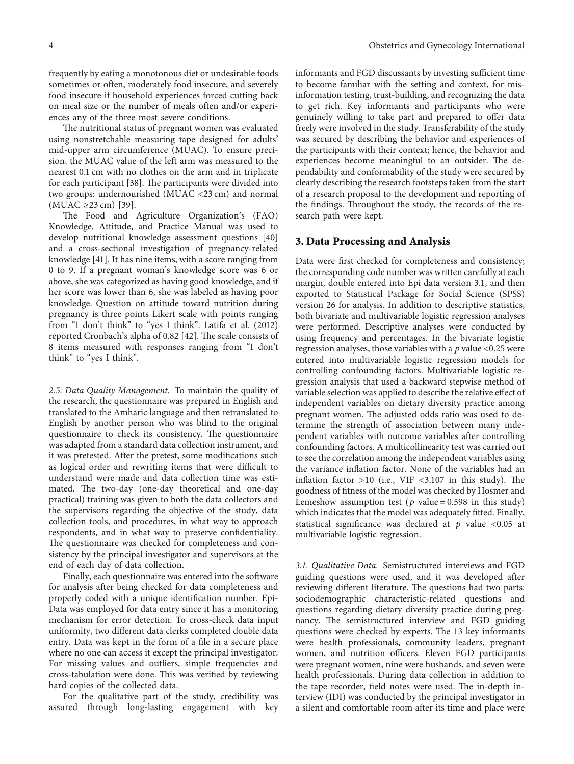frequently by eating a monotonous diet or undesirable foods sometimes or often, moderately food insecure, and severely food insecure if household experiences forced cutting back on meal size or the number of meals often and/or experiences any of the three most severe conditions.

The nutritional status of pregnant women was evaluated using nonstretchable measuring tape designed for adults' mid-upper arm circumference (MUAC). To ensure precision, the MUAC value of the left arm was measured to the nearest 0.1 cm with no clothes on the arm and in triplicate for each participant [38]. The participants were divided into two groups: undernourished (MUAC <23 cm) and normal (MUAC ≥23 cm) [39].

The Food and Agriculture Organization's (FAO) Knowledge, Attitude, and Practice Manual was used to develop nutritional knowledge assessment questions [40] and a cross-sectional investigation of pregnancy-related knowledge [41]. It has nine items, with a score ranging from 0 to 9. If a pregnant woman's knowledge score was 6 or above, she was categorized as having good knowledge, and if her score was lower than 6, she was labeled as having poor knowledge. Question on attitude toward nutrition during pregnancy is three points Likert scale with points ranging from "I don't think" to "yes I think". Latifa et al. (2012) reported Cronbach's alpha of 0.82 [42]. The scale consists of 8 items measured with responses ranging from "I don't think" to "yes I think".

*2.5. Data Quality Management.* To maintain the quality of the research, the questionnaire was prepared in English and translated to the Amharic language and then retranslated to English by another person who was blind to the original questionnaire to check its consistency. The questionnaire was adapted from a standard data collection instrument, and it was pretested. After the pretest, some modifications such as logical order and rewriting items that were difficult to understand were made and data collection time was estimated. The two-day (one-day theoretical and one-day practical) training was given to both the data collectors and the supervisors regarding the objective of the study, data collection tools, and procedures, in what way to approach respondents, and in what way to preserve confidentiality. The questionnaire was checked for completeness and consistency by the principal investigator and supervisors at the end of each day of data collection.

Finally, each questionnaire was entered into the software for analysis after being checked for data completeness and properly coded with a unique identification number. Epi-Data was employed for data entry since it has a monitoring mechanism for error detection. To cross-check data input uniformity, two different data clerks completed double data entry. Data was kept in the form of a file in a secure place where no one can access it except the principal investigator. For missing values and outliers, simple frequencies and cross-tabulation were done. This was verified by reviewing hard copies of the collected data.

For the qualitative part of the study, credibility was assured through long-lasting engagement with key informants and FGD discussants by investing sufficient time to become familiar with the setting and context, for misinformation testing, trust-building, and recognizing the data to get rich. Key informants and participants who were genuinely willing to take part and prepared to offer data freely were involved in the study. Transferability of the study was secured by describing the behavior and experiences of the participants with their context; hence, the behavior and experiences become meaningful to an outsider. The dependability and conformability of the study were secured by clearly describing the research footsteps taken from the start of a research proposal to the development and reporting of the findings. Throughout the study, the records of the research path were kept.

## 3. Data Processing and Analysis

Data were first checked for completeness and consistency; the corresponding code number was written carefully at each margin, double entered into Epi data version 3.1, and then exported to Statistical Package for Social Science (SPSS) version 26 for analysis. In addition to descriptive statistics, both bivariate and multivariable logistic regression analyses were performed. Descriptive analyses were conducted by using frequency and percentages. In the bivariate logistic regression analyses, those variables with a $p$ value <0.25 were entered into multivariable logistic regression models for controlling confounding factors. Multivariable logistic regression analysis that used a backward stepwise method of variable selection was applied to describe the relative effect of independent variables on dietary diversity practice among pregnant women. The adjusted odds ratio was used to determine the strength of association between many independent variables with outcome variables after controlling confounding factors. A multicollinearity test was carried out to see the correlation among the independent variables using the variance inflation factor. None of the variables had an inflation factor >10 (i.e., VIF <3.107 in this study). The goodness of fitness of the model was checked by Hosmer and Lemeshow assumption test ($p$ value = 0.598 in this study) which indicates that the model was adequately fitted. Finally, statistical significance was declared at $p$ value <0.05 at multivariable logistic regression.

*3.1. Qualitative Data.* Semistructured interviews and FGD guiding questions were used, and it was developed after reviewing different literature. The questions had two parts: sociodemographic characteristic-related questions and questions regarding dietary diversity practice during pregnancy. The semistructured interview and FGD guiding questions were checked by experts. The 13 key informants were health professionals, community leaders, pregnant women, and nutrition officers. Eleven FGD participants were pregnant women, nine were husbands, and seven were health professionals. During data collection in addition to the tape recorder, field notes were used. The in-depth interview (IDI) was conducted by the principal investigator in a silent and comfortable room after its time and place were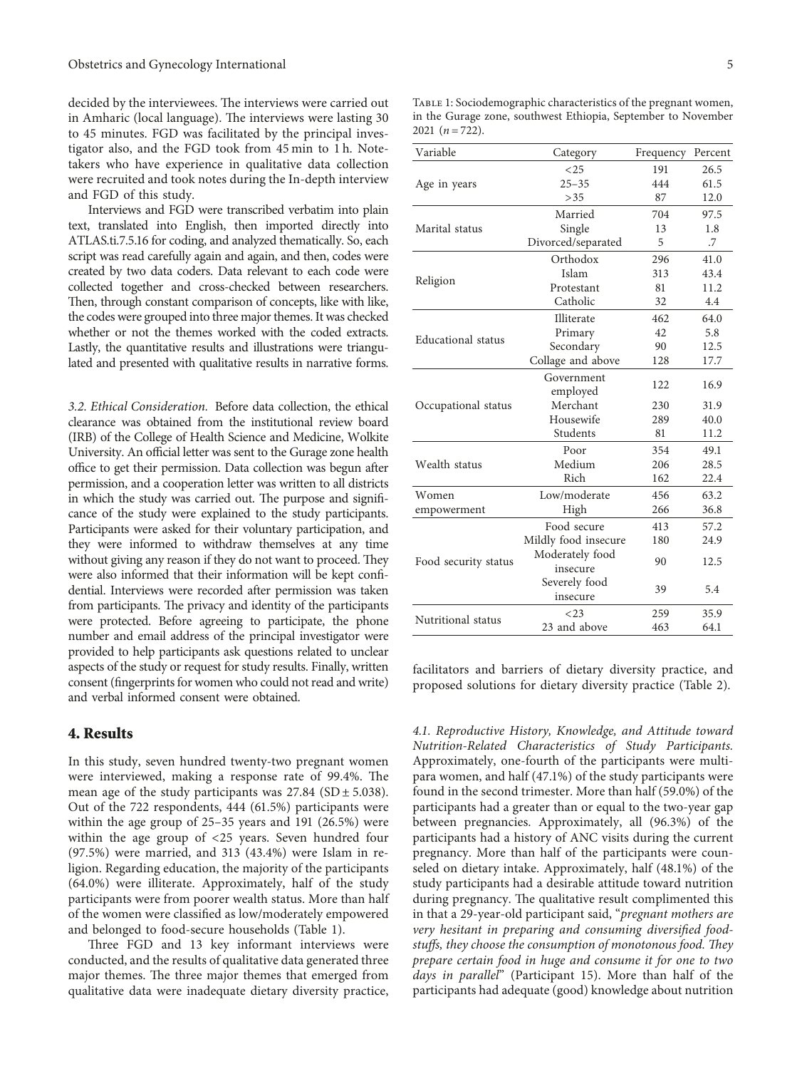decided by the interviewees. The interviews were carried out in Amharic (local language). The interviews were lasting 30 to 45 minutes. FGD was facilitated by the principal investigator also, and the FGD took from 45 min to 1 h. Note-takers who have experience in qualitative data collection were recruited and took notes during the In-depth interview and FGD of this study.

Interviews and FGD were transcribed verbatim into plain text, translated into English, then imported directly into ATLAS.ti.7.5.16 for coding, and analyzed thematically. So, each script was read carefully again and again, and then, codes were created by two data coders. Data relevant to each code were collected together and cross-checked between researchers. Then, through constant comparison of concepts, like with like, the codes were grouped into three major themes. It was checked whether or not the themes worked with the coded extracts. Lastly, the quantitative results and illustrations were triangulated and presented with qualitative results in narrative forms.

*3.2. Ethical Consideration.* Before data collection, the ethical clearance was obtained from the institutional review board (IRB) of the College of Health Science and Medicine, Wolkite University. An official letter was sent to the Gurage zone health office to get their permission. Data collection was begun after permission, and a cooperation letter was written to all districts in which the study was carried out. The purpose and significance of the study were explained to the study participants. Participants were asked for their voluntary participation, and they were informed to withdraw themselves at any time without giving any reason if they do not want to proceed. They were also informed that their information will be kept confidential. Interviews were recorded after permission was taken from participants. The privacy and identity of the participants were protected. Before agreeing to participate, the phone number and email address of the principal investigator were provided to help participants ask questions related to unclear aspects of the study or request for study results. Finally, written consent (fingerprints for women who could not read and write) and verbal informed consent were obtained.

## 4. Results

In this study, seven hundred twenty-two pregnant women were interviewed, making a response rate of 99.4%. The mean age of the study participants was 27.84 (SD ± 5.038). Out of the 722 respondents, 444 (61.5%) participants were within the age group of 25–35 years and 191 (26.5%) were within the age group of <25 years. Seven hundred four (97.5%) were married, and 313 (43.4%) were Islam in religion. Regarding education, the majority of the participants (64.0%) were illiterate. Approximately, half of the study participants were from poorer wealth status. More than half of the women were classified as low/moderately empowered and belonged to food-secure households (Table 1).

Three FGD and 13 key informant interviews were conducted, and the results of qualitative data generated three major themes. The three major themes that emerged from qualitative data were inadequate dietary diversity practice, facilitators and barriers of dietary diversity practice, and proposed solutions for dietary diversity practice (Table 2).

Table 1: Sociodemographic characteristics of the pregnant women, in the Gurage zone, southwest Ethiopia, September to November 2021 ($n = 722$).

| Variable | Category | Frequency | Percent |
|---|---|---|---|
| Age in years | <25 | 191 | 26.5 |
| | 25–35 | 444 | 61.5 |
| | >35 | 87 | 12.0 |
| Marital status | Married | 704 | 97.5 |
| | Single | 13 | 1.8 |
| | Divorced/separated | 5 | .7 |
| Religion | Orthodox | 296 | 41.0 |
| | Islam | 313 | 43.4 |
| | Protestant | 81 | 11.2 |
| | Catholic | 32 | 4.4 |
| Educational status | Illiterate | 462 | 64.0 |
| | Primary | 42 | 5.8 |
| | Secondary | 90 | 12.5 |
| | Collage and above | 128 | 17.7 |
| Occupational status | Government employed | 122 | 16.9 |
| | Merchant | 230 | 31.9 |
| | Housewife | 289 | 40.0 |
| | Students | 81 | 11.2 |
| Wealth status | Poor | 354 | 49.1 |
| | Medium | 206 | 28.5 |
| | Rich | 162 | 22.4 |
| Women empowerment | Low/moderate | 456 | 63.2 |
| | High | 266 | 36.8 |
| Food security status | Food secure | 413 | 57.2 |
| | Mildly food insecure | 180 | 24.9 |
| | Moderately food insecure | 90 | 12.5 |
| | Severely food insecure | 39 | 5.4 |
| Nutritional status | <23 | 259 | 35.9 |
| | 23 and above | 463 | 64.1 |

*4.1. Reproductive History, Knowledge, and Attitude toward Nutrition-Related Characteristics of Study Participants.* Approximately, one-fourth of the participants were multipara women, and half (47.1%) of the study participants were found in the second trimester. More than half (59.0%) of the participants had a greater than or equal to the two-year gap between pregnancies. Approximately, all (96.3%) of the participants had a history of ANC visits during the current pregnancy. More than half of the participants were counseled on dietary intake. Approximately, half (48.1%) of the study participants had a desirable attitude toward nutrition during pregnancy. The qualitative result complimented this in that a 29-year-old participant said, "*pregnant mothers are very hesitant in preparing and consuming diversified foodstuffs, they choose the consumption of monotonous food. They prepare certain food in huge and consume it for one to two days in parallel*" (Participant 15). More than half of the participants had adequate (good) knowledge about nutrition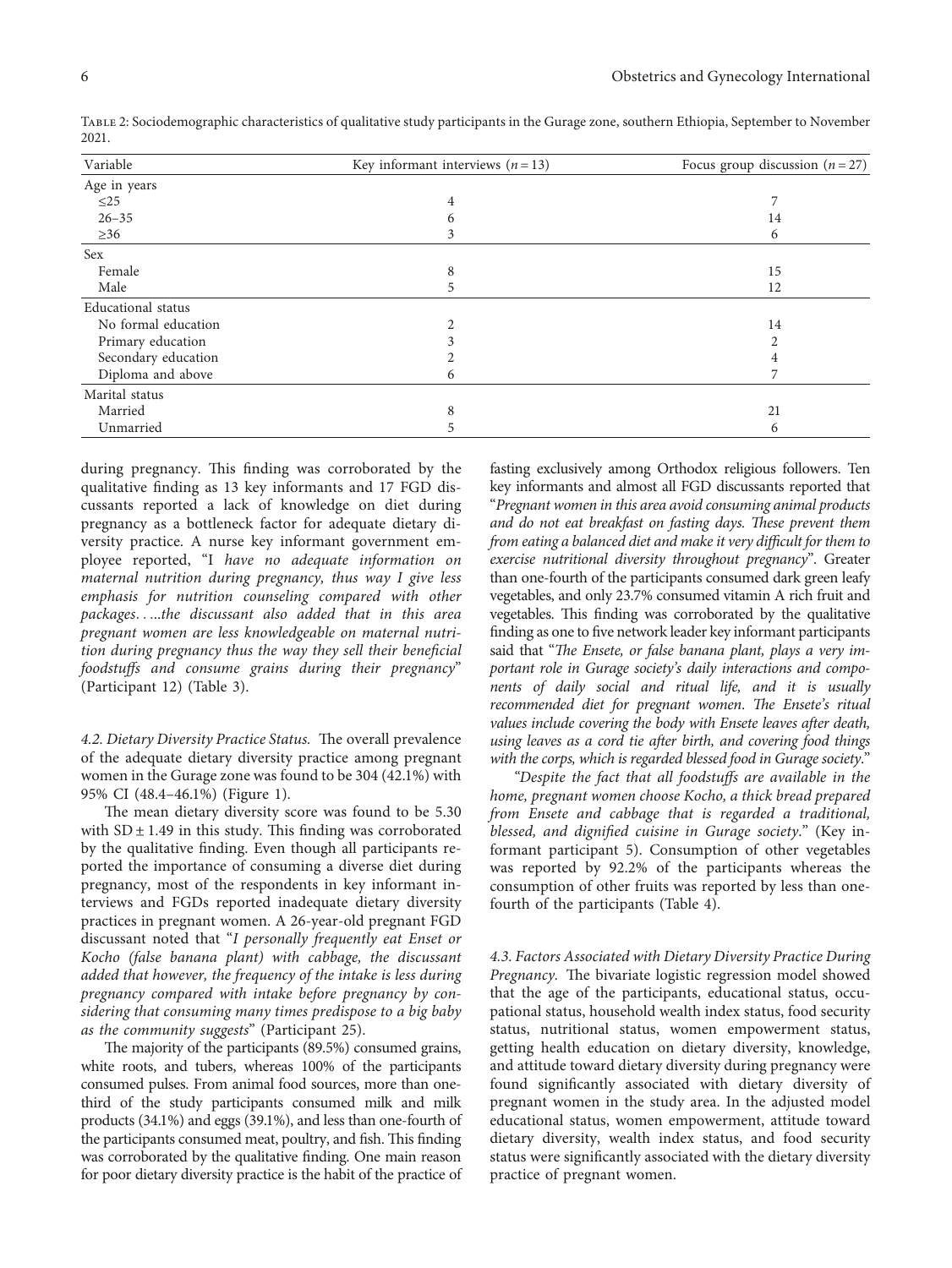Table 2: Sociodemographic characteristics of qualitative study participants in the Gurage zone, southern Ethiopia, September to November 2021.

| Variable | Key informant interviews ($n = 13$) | Focus group discussion ($n = 27$) |
|---|---|---|
| Age in years | | |
| ≤25 | 4 | 7 |
| 26–35 | 6 | 14 |
| ≥36 | 3 | 6 |
| Sex | | |
| Female | 8 | 15 |
| Male | 5 | 12 |
| Educational status | | |
| No formal education | 2 | 14 |
| Primary education | 3 | 2 |
| Secondary education | 2 | 4 |
| Diploma and above | 6 | 7 |
| Marital status | | |
| Married | 8 | 21 |
| Unmarried | 5 | 6 |

during pregnancy. This finding was corroborated by the qualitative finding as 13 key informants and 17 FGD discussants reported a lack of knowledge on diet during pregnancy as a bottleneck factor for adequate dietary diversity practice. A nurse key informant government employee reported, "I *have no adequate information on maternal nutrition during pregnancy, thus way I give less emphasis for nutrition counseling compared with other packages.....the discussant also added that in this area pregnant women are less knowledgeable on maternal nutrition during pregnancy thus the way they sell their beneficial foodstuffs and consume grains during their pregnancy*" (Participant 12) (Table 3).

*4.2. Dietary Diversity Practice Status.* The overall prevalence of the adequate dietary diversity practice among pregnant women in the Gurage zone was found to be 304 (42.1%) with 95% CI (48.4–46.1%) (Figure 1).

The mean dietary diversity score was found to be 5.30 with SD ± 1.49 in this study. This finding was corroborated by the qualitative finding. Even though all participants reported the importance of consuming a diverse diet during pregnancy, most of the respondents in key informant interviews and FGDs reported inadequate dietary diversity practices in pregnant women. A 26-year-old pregnant FGD discussant noted that "*I personally frequently eat Enset or Kocho (false banana plant) with cabbage, the discussant added that however, the frequency of the intake is less during pregnancy compared with intake before pregnancy by considering that consuming many times predispose to a big baby as the community suggests*" (Participant 25).

The majority of the participants (89.5%) consumed grains, white roots, and tubers, whereas 100% of the participants consumed pulses. From animal food sources, more than one-third of the study participants consumed milk and milk products (34.1%) and eggs (39.1%), and less than one-fourth of the participants consumed meat, poultry, and fish. This finding was corroborated by the qualitative finding. One main reason for poor dietary diversity practice is the habit of the practice of fasting exclusively among Orthodox religious followers. Ten key informants and almost all FGD discussants reported that "*Pregnant women in this area avoid consuming animal products and do not eat breakfast on fasting days. These prevent them from eating a balanced diet and make it very difficult for them to exercise nutritional diversity throughout pregnancy*". Greater than one-fourth of the participants consumed dark green leafy vegetables, and only 23.7% consumed vitamin A rich fruit and vegetables. This finding was corroborated by the qualitative finding as one to five network leader key informant participants said that "*The Ensete, or false banana plant, plays a very important role in Gurage society's daily interactions and components of daily social and ritual life, and it is usually recommended diet for pregnant women. The Ensete's ritual values include covering the body with Ensete leaves after death, using leaves as a cord tie after birth, and covering food things with the corps, which is regarded blessed food in Gurage society*."

"*Despite the fact that all foodstuffs are available in the home, pregnant women choose Kocho, a thick bread prepared from Ensete and cabbage that is regarded a traditional, blessed, and dignified cuisine in Gurage society*." (Key informant participant 5). Consumption of other vegetables was reported by 92.2% of the participants whereas the consumption of other fruits was reported by less than one-fourth of the participants (Table 4).

*4.3. Factors Associated with Dietary Diversity Practice During Pregnancy.* The bivariate logistic regression model showed that the age of the participants, educational status, occupational status, household wealth index status, food security status, nutritional status, women empowerment status, getting health education on dietary diversity, knowledge, and attitude toward dietary diversity during pregnancy were found significantly associated with dietary diversity of pregnant women in the study area. In the adjusted model educational status, women empowerment, attitude toward dietary diversity, wealth index status, and food security status were significantly associated with the dietary diversity practice of pregnant women.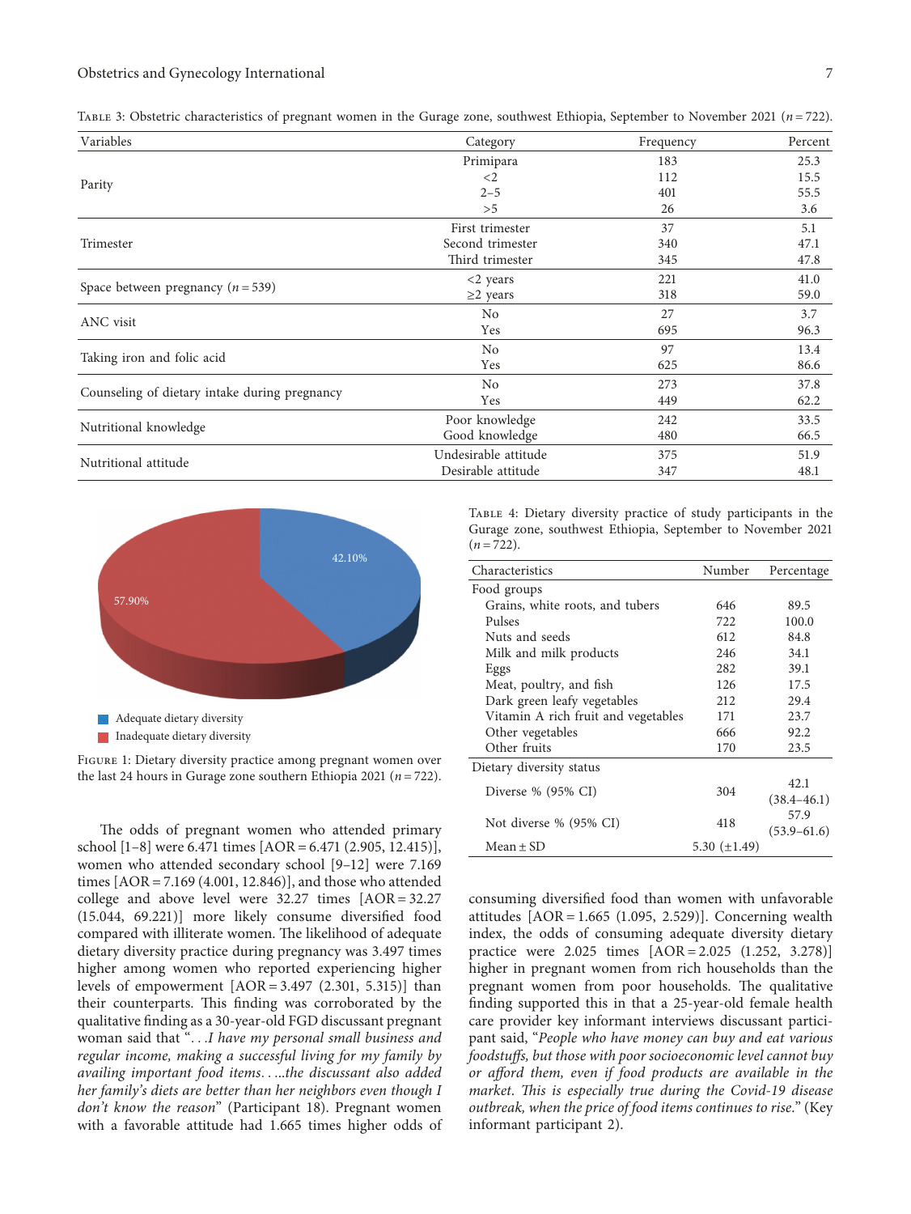Table 3: Obstetric characteristics of pregnant women in the Gurage zone, southwest Ethiopia, September to November 2021 ($n = 722$).

| Variables | Category | Frequency | Percent |
|---|---|---|---|
| Parity | Primipara | 183 | 25.3 |
| | <2 | 112 | 15.5 |
| | 2–5 | 401 | 55.5 |
| | >5 | 26 | 3.6 |
| Trimester | First trimester | 37 | 5.1 |
| | Second trimester | 340 | 47.1 |
| | Third trimester | 345 | 47.8 |
| Space between pregnancy ($n = 539$) | <2 years | 221 | 41.0 |
| | ≥2 years | 318 | 59.0 |
| ANC visit | No | 27 | 3.7 |
| | Yes | 695 | 96.3 |
| Taking iron and folic acid | No | 97 | 13.4 |
| | Yes | 625 | 86.6 |
| Counseling of dietary intake during pregnancy | No | 273 | 37.8 |
| | Yes | 449 | 62.2 |
| Nutritional knowledge | Poor knowledge | 242 | 33.5 |
| | Good knowledge | 480 | 66.5 |
| Nutritional attitude | Undesirable attitude | 375 | 51.9 |
| | Desirable attitude | 347 | 48.1 |

Figure 1: Dietary diversity practice among pregnant women over the last 24 hours in Gurage zone southern Ethiopia 2021 ($n = 722$).

Table 4: Dietary diversity practice of study participants in the Gurage zone, southwest Ethiopia, September to November 2021 ($n = 722$).

| Characteristics | Number | Percentage |
|---|---|---|
| Food groups | | |
| Grains, white roots, and tubers | 646 | 89.5 |
| Pulses | 722 | 100.0 |
| Nuts and seeds | 612 | 84.8 |
| Milk and milk products | 246 | 34.1 |
| Eggs | 282 | 39.1 |
| Meat, poultry, and fish | 126 | 17.5 |
| Dark green leafy vegetables | 212 | 29.4 |
| Vitamin A rich fruit and vegetables | 171 | 23.7 |
| Other vegetables | 666 | 92.2 |
| Other fruits | 170 | 23.5 |
| Dietary diversity status | | |
| Diverse % (95% CI) | 304 | 42.1 (38.4–46.1) |
| Not diverse % (95% CI) | 418 | 57.9 (53.9–61.6) |
| Mean ± SD | 5.30 (±1.49) | |

The odds of pregnant women who attended primary school [1–8] were 6.471 times [AOR = 6.471 (2.905, 12.415)], women who attended secondary school [9–12] were 7.169 times [AOR = 7.169 (4.001, 12.846)], and those who attended college and above level were 32.27 times [AOR = 32.27 (15.044, 69.221)] more likely consume diversified food compared with illiterate women. The likelihood of adequate dietary diversity practice during pregnancy was 3.497 times higher among women who reported experiencing higher levels of empowerment [AOR = 3.497 (2.301, 5.315)] than their counterparts. This finding was corroborated by the qualitative finding as a 30-year-old FGD discussant pregnant woman said that "*. . .I have my personal small business and regular income, making a successful living for my family by availing important food items. . ..the discussant also added her family's diets are better than her neighbors even though I don't know the reason*" (Participant 18). Pregnant women with a favorable attitude had 1.665 times higher odds of consuming diversified food than women with unfavorable attitudes [AOR = 1.665 (1.095, 2.529)]. Concerning wealth index, the odds of consuming adequate diversity dietary practice were 2.025 times [AOR = 2.025 (1.252, 3.278)] higher in pregnant women from rich households than the pregnant women from poor households. The qualitative finding supported this in that a 25-year-old female health care provider key informant interviews discussant participant said, "*People who have money can buy and eat various foodstuffs, but those with poor socioeconomic level cannot buy or afford them, even if food products are available in the market. This is especially true during the Covid-19 disease outbreak, when the price of food items continues to rise.*" (Key informant participant 2).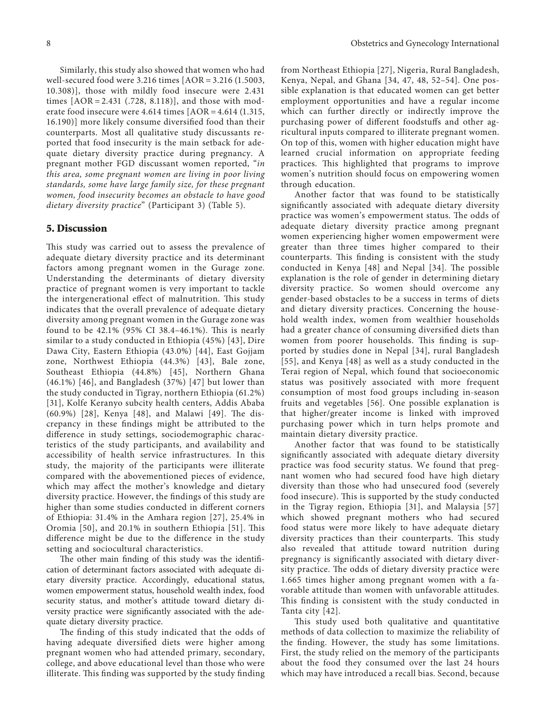Similarly, this study also showed that women who had well-secured food were 3.216 times [AOR = 3.216 (1.5003, 10.308)], those with mildly food insecure were 2.431 times [AOR = 2.431 (.728, 8.118)], and those with moderate food insecure were 4.614 times [AOR = 4.614 (1.315, 16.190)] more likely consume diversified food than their counterparts. Most all qualitative study discussants reported that food insecurity is the main setback for adequate dietary diversity practice during pregnancy. A pregnant mother FGD discussant women reported, "*in this area, some pregnant women are living in poor living standards, some have large family size, for these pregnant women, food insecurity becomes an obstacle to have good dietary diversity practice*" (Participant 3) (Table 5).

## 5. Discussion

This study was carried out to assess the prevalence of adequate dietary diversity practice and its determinant factors among pregnant women in the Gurage zone. Understanding the determinants of dietary diversity practice of pregnant women is very important to tackle the intergenerational effect of malnutrition. This study indicates that the overall prevalence of adequate dietary diversity among pregnant women in the Gurage zone was found to be 42.1% (95% CI 38.4–46.1%). This is nearly similar to a study conducted in Ethiopia (45%) [43], Dire Dawa City, Eastern Ethiopia (43.0%) [44], East Gojjam zone, Northwest Ethiopia (44.3%) [43], Bale zone, Southeast Ethiopia (44.8%) [45], Northern Ghana (46.1%) [46], and Bangladesh (37%) [47] but lower than the study conducted in Tigray, northern Ethiopia (61.2%) [31], Kolfe Keranyo subcity health centers, Addis Ababa (60.9%) [28], Kenya [48], and Malawi [49]. The discrepancy in these findings might be attributed to the difference in study settings, sociodemographic characteristics of the study participants, and availability and accessibility of health service infrastructures. In this study, the majority of the participants were illiterate compared with the abovementioned pieces of evidence, which may affect the mother's knowledge and dietary diversity practice. However, the findings of this study are higher than some studies conducted in different corners of Ethiopia: 31.4% in the Amhara region [27], 25.4% in Oromia [50], and 20.1% in southern Ethiopia [51]. This difference might be due to the difference in the study setting and sociocultural characteristics.

The other main finding of this study was the identification of determinant factors associated with adequate dietary diversity practice. Accordingly, educational status, women empowerment status, household wealth index, food security status, and mother's attitude toward dietary diversity practice were significantly associated with the adequate dietary diversity practice.

The finding of this study indicated that the odds of having adequate diversified diets were higher among pregnant women who had attended primary, secondary, college, and above educational level than those who were illiterate. This finding was supported by the study finding from Northeast Ethiopia [27], Nigeria, Rural Bangladesh, Kenya, Nepal, and Ghana [34, 47, 48, 52–54]. One possible explanation is that educated women can get better employment opportunities and have a regular income which can further directly or indirectly improve the purchasing power of different foodstuffs and other agricultural inputs compared to illiterate pregnant women. On top of this, women with higher education might have learned crucial information on appropriate feeding practices. This highlighted that programs to improve women's nutrition should focus on empowering women through education.

Another factor that was found to be statistically significantly associated with adequate dietary diversity practice was women's empowerment status. The odds of adequate dietary diversity practice among pregnant women experiencing higher women empowerment were greater than three times higher compared to their counterparts. This finding is consistent with the study conducted in Kenya [48] and Nepal [34]. The possible explanation is the role of gender in determining dietary diversity practice. So women should overcome any gender-based obstacles to be a success in terms of diets and dietary diversity practices. Concerning the household wealth index, women from wealthier households had a greater chance of consuming diversified diets than women from poorer households. This finding is supported by studies done in Nepal [34], rural Bangladesh [55], and Kenya [48] as well as a study conducted in the Terai region of Nepal, which found that socioeconomic status was positively associated with more frequent consumption of most food groups including in-season fruits and vegetables [56]. One possible explanation is that higher/greater income is linked with improved purchasing power which in turn helps promote and maintain dietary diversity practice.

Another factor that was found to be statistically significantly associated with adequate dietary diversity practice was food security status. We found that pregnant women who had secured food have high dietary diversity than those who had unsecured food (severely food insecure). This is supported by the study conducted in the Tigray region, Ethiopia [31], and Malaysia [57] which showed pregnant mothers who had secured food status were more likely to have adequate dietary diversity practices than their counterparts. This study also revealed that attitude toward nutrition during pregnancy is significantly associated with dietary diversity practice. The odds of dietary diversity practice were 1.665 times higher among pregnant women with a favorable attitude than women with unfavorable attitudes. This finding is consistent with the study conducted in Tanta city [42].

This study used both qualitative and quantitative methods of data collection to maximize the reliability of the finding. However, the study has some limitations. First, the study relied on the memory of the participants about the food they consumed over the last 24 hours which may have introduced a recall bias. Second, because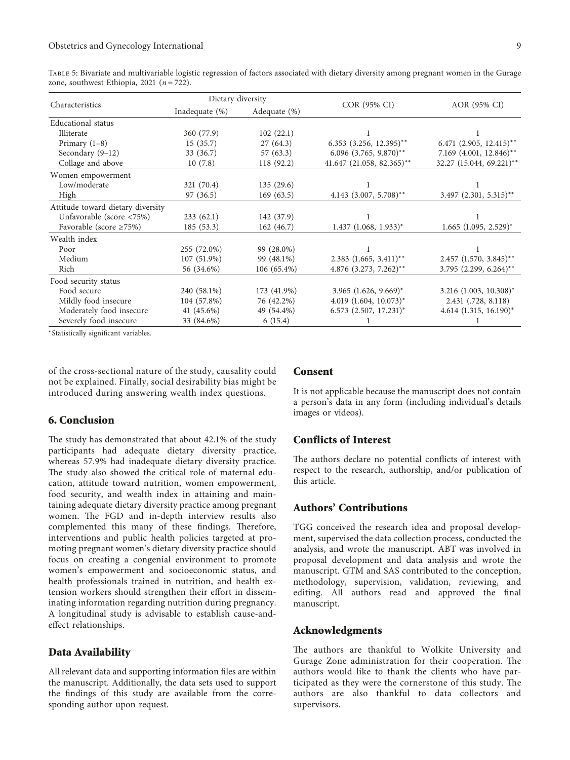Table 5: Bivariate and multivariable logistic regression of factors associated with dietary diversity among pregnant women in the Gurage zone, southwest Ethiopia, 2021 ($n = 722$).

| Characteristics | Dietary diversity | | COR (95% CI) | AOR (95% CI) |
|---|---|---|---|---|
| | Inadequate (%) | Adequate (%) | | |
| Educational status | | | | |
| Illiterate | 360 (77.9) | 102 (22.1) | 1 | 1 |
| Primary (1–8) | 15 (35.7) | 27 (64.3) | 6.353 (3.256, 12.395)** | 6.471 (2.905, 12.415)** |
| Secondary (9–12) | 33 (36.7) | 57 (63.3) | 6.096 (3.765, 9.870)** | 7.169 (4.001, 12.846)** |
| Collage and above | 10 (7.8) | 118 (92.2) | 41.647 (21.058, 82.365)** | 32.27 (15.044, 69.221)** |
| Women empowerment | | | | |
| Low/moderate | 321 (70.4) | 135 (29.6) | 1 | 1 |
| High | 97 (36.5) | 169 (63.5) | 4.143 (3.007, 5.708)** | 3.497 (2.301, 5.315)** |
| Attitude toward dietary diversity | | | | |
| Unfavorable (score <75%) | 233 (62.1) | 142 (37.9) | 1 | 1 |
| Favorable (score ≥75%) | 185 (53.3) | 162 (46.7) | 1.437 (1.068, 1.933)* | 1.665 (1.095, 2.529)* |
| Wealth index | | | | |
| Poor | 255 (72.0%) | 99 (28.0%) | 1 | 1 |
| Medium | 107 (51.9%) | 99 (48.1%) | 2.383 (1.665, 3.411)** | 2.457 (1.570, 3.845)** |
| Rich | 56 (34.6%) | 106 (65.4%) | 4.876 (3.273, 7.262)** | 3.795 (2.299, 6.264)** |
| Food security status | | | | |
| Food secure | 240 (58.1%) | 173 (41.9%) | 3.965 (1.626, 9.669)* | 3.216 (1.003, 10.308)* |
| Mildly food insecure | 104 (57.8%) | 76 (42.2%) | 4.019 (1.604, 10.073)* | 2.431 (.728, 8.118) |
| Moderately food insecure | 41 (45.6%) | 49 (54.4%) | 6.573 (2.507, 17.231)* | 4.614 (1.315, 16.190)* |
| Severely food insecure | 33 (84.6%) | 6 (15.4) | 1 | 1 |

*Statistically significant variables.

of the cross-sectional nature of the study, causality could not be explained. Finally, social desirability bias might be introduced during answering wealth index questions.

## 6. Conclusion

The study has demonstrated that about 42.1% of the study participants had adequate dietary diversity practice, whereas 57.9% had inadequate dietary diversity practice. The study also showed the critical role of maternal education, attitude toward nutrition, women empowerment, food security, and wealth index in attaining and maintaining adequate dietary diversity practice among pregnant women. The FGD and in-depth interview results also complemented this many of these findings. Therefore, interventions and public health policies targeted at promoting pregnant women's dietary diversity practice should focus on creating a congenial environment to promote women's empowerment and socioeconomic status, and health professionals trained in nutrition, and health extension workers should strengthen their effort in disseminating information regarding nutrition during pregnancy. A longitudinal study is advisable to establish cause-and-effect relationships.

## Data Availability

All relevant data and supporting information files are within the manuscript. Additionally, the data sets used to support the findings of this study are available from the corresponding author upon request.

## Consent

It is not applicable because the manuscript does not contain a person's data in any form (including individual's details images or videos).

## Conflicts of Interest

The authors declare no potential conflicts of interest with respect to the research, authorship, and/or publication of this article.

## Authors' Contributions

TGG conceived the research idea and proposal development, supervised the data collection process, conducted the analysis, and wrote the manuscript. ABT was involved in proposal development and data analysis and wrote the manuscript. GTM and SAS contributed to the conception, methodology, supervision, validation, reviewing, and editing. All authors read and approved the final manuscript.

## Acknowledgments

The authors are thankful to Wolkite University and Gurage Zone administration for their cooperation. The authors would like to thank the clients who have participated as they were the cornerstone of this study. The authors are also thankful to data collectors and supervisors.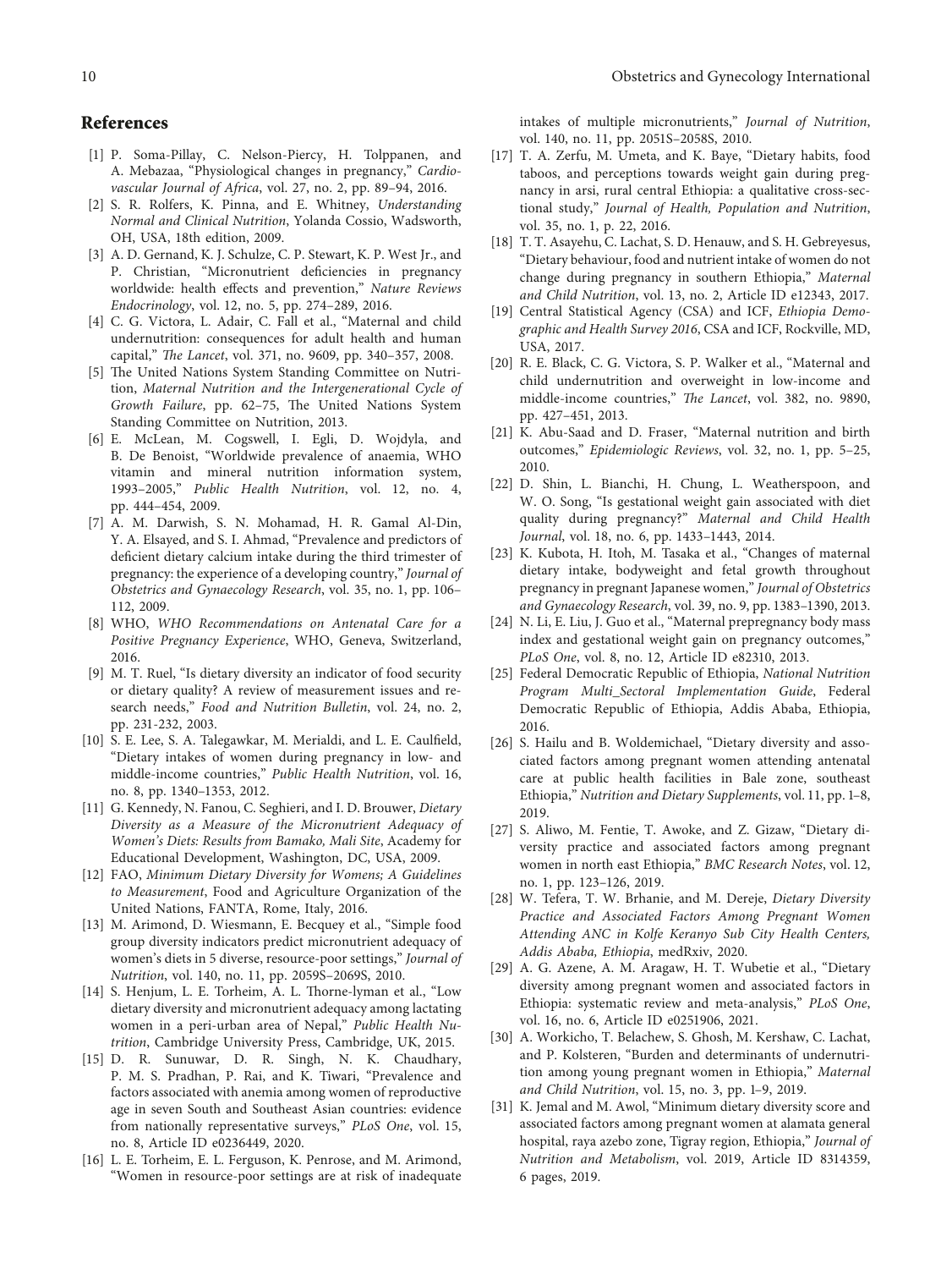## References

[1] P. Soma-Pillay, C. Nelson-Piercy, H. Tolppanen, and A. Mebazaa, "Physiological changes in pregnancy," *Cardiovascular Journal of Africa*, vol. 27, no. 2, pp. 89–94, 2016.

[2] S. R. Rolfers, K. Pinna, and E. Whitney, *Understanding Normal and Clinical Nutrition*, Yolanda Cossio, Wadsworth, OH, USA, 18th edition, 2009.

[3] A. D. Gernand, K. J. Schulze, C. P. Stewart, K. P. West Jr., and P. Christian, "Micronutrient deficiencies in pregnancy worldwide: health effects and prevention," *Nature Reviews Endocrinology*, vol. 12, no. 5, pp. 274–289, 2016.

[4] C. G. Victora, L. Adair, C. Fall et al., "Maternal and child undernutrition: consequences for adult health and human capital," *The Lancet*, vol. 371, no. 9609, pp. 340–357, 2008.

[5] The United Nations System Standing Committee on Nutrition, *Maternal Nutrition and the Intergenerational Cycle of Growth Failure*, pp. 62–75, The United Nations System Standing Committee on Nutrition, 2013.

[6] E. McLean, M. Cogswell, I. Egli, D. Wojdyla, and B. De Benoist, "Worldwide prevalence of anaemia, WHO vitamin and mineral nutrition information system, 1993–2005," *Public Health Nutrition*, vol. 12, no. 4, pp. 444–454, 2009.

[7] A. M. Darwish, S. N. Mohamad, H. R. Gamal Al-Din, Y. A. Elsayed, and S. I. Ahmad, "Prevalence and predictors of deficient dietary calcium intake during the third trimester of pregnancy: the experience of a developing country," *Journal of Obstetrics and Gynaecology Research*, vol. 35, no. 1, pp. 106–112, 2009.

[8] WHO, *WHO Recommendations on Antenatal Care for a Positive Pregnancy Experience*, WHO, Geneva, Switzerland, 2016.

[9] M. T. Ruel, "Is dietary diversity an indicator of food security or dietary quality? A review of measurement issues and research needs," *Food and Nutrition Bulletin*, vol. 24, no. 2, pp. 231-232, 2003.

[10] S. E. Lee, S. A. Talegawkar, M. Merialdi, and L. E. Caulfield, "Dietary intakes of women during pregnancy in low- and middle-income countries," *Public Health Nutrition*, vol. 16, no. 8, pp. 1340–1353, 2012.

[11] G. Kennedy, N. Fanou, C. Seghieri, and I. D. Brouwer, *Dietary Diversity as a Measure of the Micronutrient Adequacy of Women's Diets: Results from Bamako, Mali Site*, Academy for Educational Development, Washington, DC, USA, 2009.

[12] FAO, *Minimum Dietary Diversity for Womens; A Guidelines to Measurement*, Food and Agriculture Organization of the United Nations, FANTA, Rome, Italy, 2016.

[13] M. Arimond, D. Wiesmann, E. Becquey et al., "Simple food group diversity indicators predict micronutrient adequacy of women's diets in 5 diverse, resource-poor settings," *Journal of Nutrition*, vol. 140, no. 11, pp. 2059S–2069S, 2010.

[14] S. Henjum, L. E. Torheim, A. L. Thorne-lyman et al., "Low dietary diversity and micronutrient adequacy among lactating women in a peri-urban area of Nepal," *Public Health Nutrition*, Cambridge University Press, Cambridge, UK, 2015.

[15] D. R. Sunuwar, D. R. Singh, N. K. Chaudhary, P. M. S. Pradhan, P. Rai, and K. Tiwari, "Prevalence and factors associated with anemia among women of reproductive age in seven South and Southeast Asian countries: evidence from nationally representative surveys," *PLoS One*, vol. 15, no. 8, Article ID e0236449, 2020.

[16] L. E. Torheim, E. L. Ferguson, K. Penrose, and M. Arimond, "Women in resource-poor settings are at risk of inadequate intakes of multiple micronutrients," *Journal of Nutrition*, vol. 140, no. 11, pp. 2051S–2058S, 2010.

[17] T. A. Zerfu, M. Umeta, and K. Baye, "Dietary habits, food taboos, and perceptions towards weight gain during pregnancy in arsi, rural central Ethiopia: a qualitative cross-sectional study," *Journal of Health, Population and Nutrition*, vol. 35, no. 1, p. 22, 2016.

[18] T. T. Asayehu, C. Lachat, S. D. Henauw, and S. H. Gebreyesus, "Dietary behaviour, food and nutrient intake of women do not change during pregnancy in southern Ethiopia," *Maternal and Child Nutrition*, vol. 13, no. 2, Article ID e12343, 2017.

[19] Central Statistical Agency (CSA) and ICF, *Ethiopia Demographic and Health Survey 2016*, CSA and ICF, Rockville, MD, USA, 2017.

[20] R. E. Black, C. G. Victora, S. P. Walker et al., "Maternal and child undernutrition and overweight in low-income and middle-income countries," *The Lancet*, vol. 382, no. 9890, pp. 427–451, 2013.

[21] K. Abu-Saad and D. Fraser, "Maternal nutrition and birth outcomes," *Epidemiologic Reviews*, vol. 32, no. 1, pp. 5–25, 2010.

[22] D. Shin, L. Bianchi, H. Chung, L. Weatherspoon, and W. O. Song, "Is gestational weight gain associated with diet quality during pregnancy?" *Maternal and Child Health Journal*, vol. 18, no. 6, pp. 1433–1443, 2014.

[23] K. Kubota, H. Itoh, M. Tasaka et al., "Changes of maternal dietary intake, bodyweight and fetal growth throughout pregnancy in pregnant Japanese women," *Journal of Obstetrics and Gynaecology Research*, vol. 39, no. 9, pp. 1383–1390, 2013.

[24] N. Li, E. Liu, J. Guo et al., "Maternal prepregnancy body mass index and gestational weight gain on pregnancy outcomes," *PLoS One*, vol. 8, no. 12, Article ID e82310, 2013.

[25] Federal Democratic Republic of Ethiopia, *National Nutrition Program Multi_Sectoral Implementation Guide*, Federal Democratic Republic of Ethiopia, Addis Ababa, Ethiopia, 2016.

[26] S. Hailu and B. Woldemichael, "Dietary diversity and associated factors among pregnant women attending antenatal care at public health facilities in Bale zone, southeast Ethiopia," *Nutrition and Dietary Supplements*, vol. 11, pp. 1–8, 2019.

[27] S. Aliwo, M. Fentie, T. Awoke, and Z. Gizaw, "Dietary diversity practice and associated factors among pregnant women in north east Ethiopia," *BMC Research Notes*, vol. 12, no. 1, pp. 123–126, 2019.

[28] W. Tefera, T. W. Brhanie, and M. Dereje, *Dietary Diversity Practice and Associated Factors Among Pregnant Women Attending ANC in Kolfe Keranyo Sub City Health Centers, Addis Ababa, Ethiopia*, medRxiv, 2020.

[29] A. G. Azene, A. M. Aragaw, H. T. Wubetie et al., "Dietary diversity among pregnant women and associated factors in Ethiopia: systematic review and meta-analysis," *PLoS One*, vol. 16, no. 6, Article ID e0251906, 2021.

[30] A. Workicho, T. Belachew, S. Ghosh, M. Kershaw, C. Lachat, and P. Kolsteren, "Burden and determinants of undernutrition among young pregnant women in Ethiopia," *Maternal and Child Nutrition*, vol. 15, no. 3, pp. 1–9, 2019.

[31] K. Jemal and M. Awol, "Minimum dietary diversity score and associated factors among pregnant women at alamata general hospital, raya azebo zone, Tigray region, Ethiopia," *Journal of Nutrition and Metabolism*, vol. 2019, Article ID 8314359, 6 pages, 2019.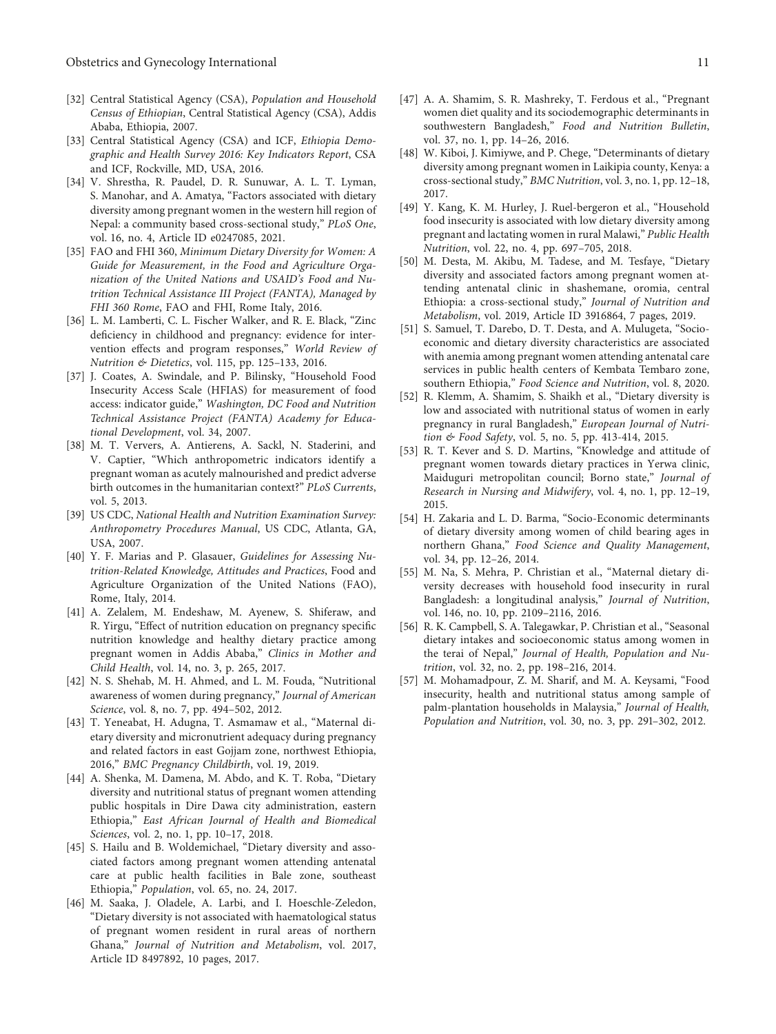[32] Central Statistical Agency (CSA), *Population and Household Census of Ethiopian*, Central Statistical Agency (CSA), Addis Ababa, Ethiopia, 2007.

[33] Central Statistical Agency (CSA) and ICF, *Ethiopia Demographic and Health Survey 2016: Key Indicators Report*, CSA and ICF, Rockville, MD, USA, 2016.

[34] V. Shrestha, R. Paudel, D. R. Sunuwar, A. L. T. Lyman, S. Manohar, and A. Amatya, "Factors associated with dietary diversity among pregnant women in the western hill region of Nepal: a community based cross-sectional study," *PLoS One*, vol. 16, no. 4, Article ID e0247085, 2021.

[35] FAO and FHI 360, *Minimum Dietary Diversity for Women: A Guide for Measurement, in the Food and Agriculture Organization of the United Nations and USAID's Food and Nutrition Technical Assistance III Project (FANTA), Managed by FHI 360 Rome*, FAO and FHI, Rome Italy, 2016.

[36] L. M. Lamberti, C. L. Fischer Walker, and R. E. Black, "Zinc deficiency in childhood and pregnancy: evidence for intervention effects and program responses," *World Review of Nutrition & Dietetics*, vol. 115, pp. 125–133, 2016.

[37] J. Coates, A. Swindale, and P. Bilinsky, "Household Food Insecurity Access Scale (HFIAS) for measurement of food access: indicator guide," *Washington, DC Food and Nutrition Technical Assistance Project (FANTA) Academy for Educational Development*, vol. 34, 2007.

[38] M. T. Ververs, A. Antierens, A. Sackl, N. Staderini, and V. Captier, "Which anthropometric indicators identify a pregnant woman as acutely malnourished and predict adverse birth outcomes in the humanitarian context?" *PLoS Currents*, vol. 5, 2013.

[39] US CDC, *National Health and Nutrition Examination Survey: Anthropometry Procedures Manual*, US CDC, Atlanta, GA, USA, 2007.

[40] Y. F. Marias and P. Glasauer, *Guidelines for Assessing Nutrition-Related Knowledge, Attitudes and Practices*, Food and Agriculture Organization of the United Nations (FAO), Rome, Italy, 2014.

[41] A. Zelalem, M. Endeshaw, M. Ayenew, S. Shiferaw, and R. Yirgu, "Effect of nutrition education on pregnancy specific nutrition knowledge and healthy dietary practice among pregnant women in Addis Ababa," *Clinics in Mother and Child Health*, vol. 14, no. 3, p. 265, 2017.

[42] N. S. Shehab, M. H. Ahmed, and L. M. Fouda, "Nutritional awareness of women during pregnancy," *Journal of American Science*, vol. 8, no. 7, pp. 494–502, 2012.

[43] T. Yeneabat, H. Adugna, T. Asmamaw et al., "Maternal dietary diversity and micronutrient adequacy during pregnancy and related factors in east Gojjam zone, northwest Ethiopia, 2016," *BMC Pregnancy Childbirth*, vol. 19, 2019.

[44] A. Shenka, M. Damena, M. Abdo, and K. T. Roba, "Dietary diversity and nutritional status of pregnant women attending public hospitals in Dire Dawa city administration, eastern Ethiopia," *East African Journal of Health and Biomedical Sciences*, vol. 2, no. 1, pp. 10–17, 2018.

[45] S. Hailu and B. Woldemichael, "Dietary diversity and associated factors among pregnant women attending antenatal care at public health facilities in Bale zone, southeast Ethiopia," *Population*, vol. 65, no. 24, 2017.

[46] M. Saaka, J. Oladele, A. Larbi, and I. Hoeschle-Zeledon, "Dietary diversity is not associated with haematological status of pregnant women resident in rural areas of northern Ghana," *Journal of Nutrition and Metabolism*, vol. 2017, Article ID 8497892, 10 pages, 2017.

[47] A. A. Shamim, S. R. Mashreky, T. Ferdous et al., "Pregnant women diet quality and its sociodemographic determinants in southwestern Bangladesh," *Food and Nutrition Bulletin*, vol. 37, no. 1, pp. 14–26, 2016.

[48] W. Kiboi, J. Kimiywe, and P. Chege, "Determinants of dietary diversity among pregnant women in Laikipia county, Kenya: a cross-sectional study," *BMC Nutrition*, vol. 3, no. 1, pp. 12–18, 2017.

[49] Y. Kang, K. M. Hurley, J. Ruel-bergeron et al., "Household food insecurity is associated with low dietary diversity among pregnant and lactating women in rural Malawi," *Public Health Nutrition*, vol. 22, no. 4, pp. 697–705, 2018.

[50] M. Desta, M. Akibu, M. Tadese, and M. Tesfaye, "Dietary diversity and associated factors among pregnant women attending antenatal clinic in shashemane, oromia, central Ethiopia: a cross-sectional study," *Journal of Nutrition and Metabolism*, vol. 2019, Article ID 3916864, 7 pages, 2019.

[51] S. Samuel, T. Darebo, D. T. Desta, and A. Mulugeta, "Socio-economic and dietary diversity characteristics are associated with anemia among pregnant women attending antenatal care services in public health centers of Kembata Tembaro zone, southern Ethiopia," *Food Science and Nutrition*, vol. 8, 2020.

[52] R. Klemm, A. Shamim, S. Shaikh et al., "Dietary diversity is low and associated with nutritional status of women in early pregnancy in rural Bangladesh," *European Journal of Nutrition & Food Safety*, vol. 5, no. 5, pp. 413-414, 2015.

[53] R. T. Kever and S. D. Martins, "Knowledge and attitude of pregnant women towards dietary practices in Yerwa clinic, Maiduguri metropolitan council; Borno state," *Journal of Research in Nursing and Midwifery*, vol. 4, no. 1, pp. 12–19, 2015.

[54] H. Zakaria and L. D. Barma, "Socio-Economic determinants of dietary diversity among women of child bearing ages in northern Ghana," *Food Science and Quality Management*, vol. 34, pp. 12–26, 2014.

[55] M. Na, S. Mehra, P. Christian et al., "Maternal dietary diversity decreases with household food insecurity in rural Bangladesh: a longitudinal analysis," *Journal of Nutrition*, vol. 146, no. 10, pp. 2109–2116, 2016.

[56] R. K. Campbell, S. A. Talegawkar, P. Christian et al., "Seasonal dietary intakes and socioeconomic status among women in the terai of Nepal," *Journal of Health, Population and Nutrition*, vol. 32, no. 2, pp. 198–216, 2014.

[57] M. Mohamadpour, Z. M. Sharif, and M. A. Keysami, "Food insecurity, health and nutritional status among sample of palm-plantation households in Malaysia," *Journal of Health, Population and Nutrition*, vol. 30, no. 3, pp. 291–302, 2012.